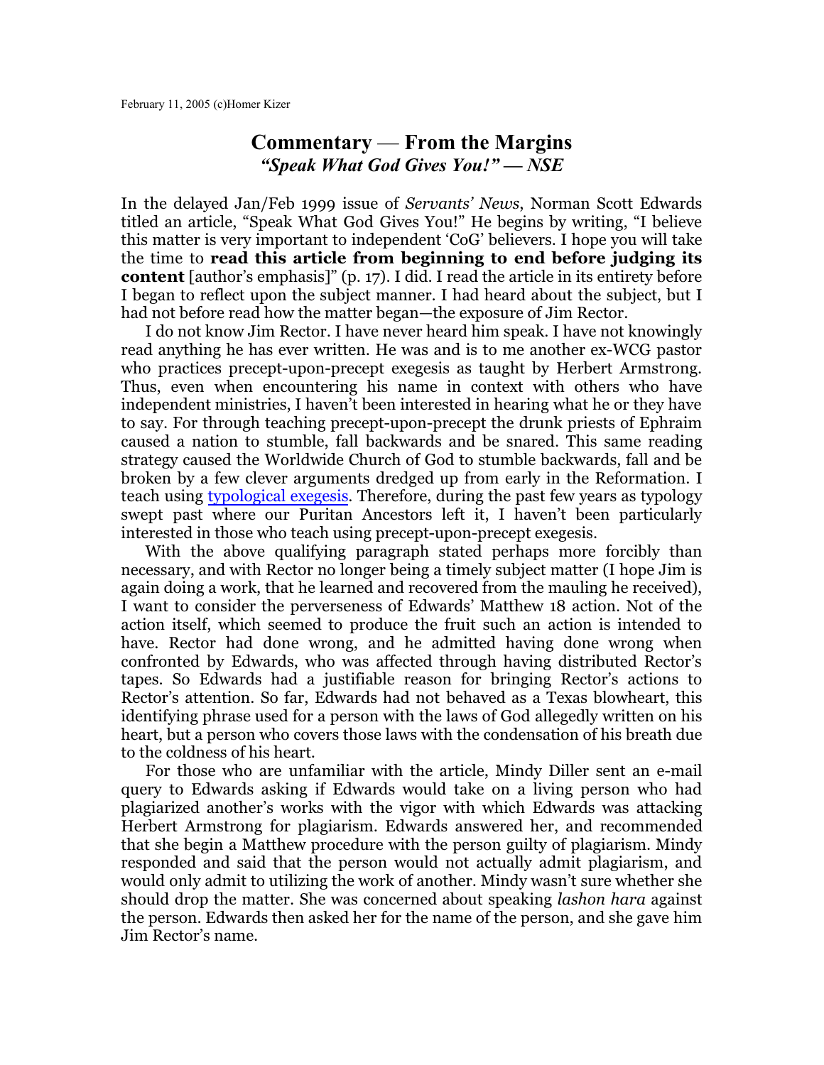February 11, 2005 (c)Homer Kizer

# Commentary — From the Margins

## *"Speak What God Gives You!" — NSE*

In the delayed Jan/Feb 1999 issue of *Servants' News*, Norman Scott Edwards titled an article, "Speak What God Gives You!" He begins by writing, "I believe this matter is very important to independent 'CoG' believers. I hope you will take the time to **read this article from beginning to end before judging its content** [author's emphasis]" (p. 17). I did. I read the article in its entirety before I began to reflect upon the subject manner. I had heard about the subject, but I had not before read how the matter began—the exposure of Jim Rector.

I do not know Jim Rector. I have never heard him speak. I have not knowingly read anything he has ever written. He was and is to me another ex-WCG pastor who practices precept-upon-precept exegesis as taught by Herbert Armstrong. Thus, even when encountering his name in context with others who have independent ministries, I haven't been interested in hearing what he or they have to say. For through teaching precept-upon-precept the drunk priests of Ephraim caused a nation to stumble, fall backwards and be snared. This same reading strategy caused the Worldwide Church of God to stumble backwards, fall and be broken by a few clever arguments dredged up from early in the Reformation. I teach using typological exegesis. Therefore, during the past few years as typology swept past where our Puritan Ancestors left it, I haven't been particularly interested in those who teach using precept-upon-precept exegesis.

With the above qualifying paragraph stated perhaps more forcibly than necessary, and with Rector no longer being a timely subject matter (I hope Jim is again doing a work, that he learned and recovered from the mauling he received), I want to consider the perverseness of Edwards' Matthew 18 action. Not of the action itself, which seemed to produce the fruit such an action is intended to have. Rector had done wrong, and he admitted having done wrong when confronted by Edwards, who was affected through having distributed Rector's tapes. So Edwards had a justifiable reason for bringing Rector's actions to Rector's attention. So far, Edwards had not behaved as a Texas blowheart, this identifying phrase used for a person with the laws of God allegedly written on his heart, but a person who covers those laws with the condensation of his breath due to the coldness of his heart.

For those who are unfamiliar with the article, Mindy Diller sent an e-mail query to Edwards asking if Edwards would take on a living person who had plagiarized another's works with the vigor with which Edwards was attacking Herbert Armstrong for plagiarism. Edwards answered her, and recommended that she begin a Matthew procedure with the person guilty of plagiarism. Mindy responded and said that the person would not actually admit plagiarism, and would only admit to utilizing the work of another. Mindy wasn't sure whether she should drop the matter. She was concerned about speaking *lashon hara* against the person. Edwards then asked her for the name of the person, and she gave him Jim Rector's name.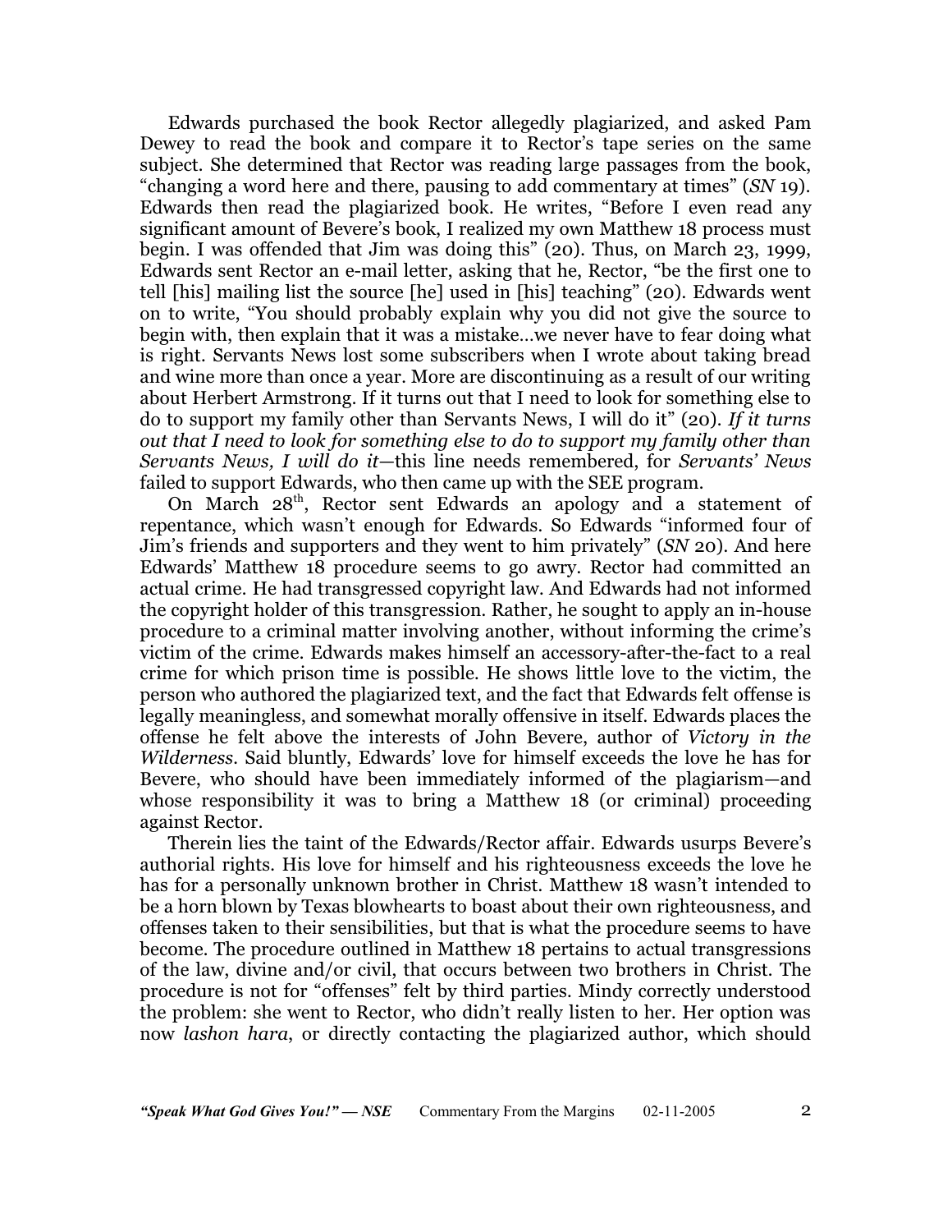Edwards purchased the book Rector allegedly plagiarized, and asked Pam Dewey to read the book and compare it to Rector's tape series on the same subject. She determined that Rector was reading large passages from the book, "changing a word here and there, pausing to add commentary at times" (*SN* 19). Edwards then read the plagiarized book. He writes, "Before I even read any significant amount of Bevere's book, I realized my own Matthew 18 process must begin. I was offended that Jim was doing this" (20). Thus, on March 23, 1999, Edwards sent Rector an e-mail letter, asking that he, Rector, "be the first one to tell [his] mailing list the source [he] used in [his] teaching" (20). Edwards went on to write, "You should probably explain why you did not give the source to begin with, then explain that it was a mistake…we never have to fear doing what is right. Servants News lost some subscribers when I wrote about taking bread and wine more than once a year. More are discontinuing as a result of our writing about Herbert Armstrong. If it turns out that I need to look for something else to do to support my family other than Servants News, I will do it" (20). *If it turns out that I need to look for something else to do to support my family other than Servants News, I will do it*—this line needs remembered, for *Servants' News* failed to support Edwards, who then came up with the SEE program.

On March 28th, Rector sent Edwards an apology and a statement of repentance, which wasn't enough for Edwards. So Edwards "informed four of Jim's friends and supporters and they went to him privately" (*SN* 20). And here Edwards' Matthew 18 procedure seems to go awry. Rector had committed an actual crime. He had transgressed copyright law. And Edwards had not informed the copyright holder of this transgression. Rather, he sought to apply an in-house procedure to a criminal matter involving another, without informing the crime's victim of the crime. Edwards makes himself an accessory-after-the-fact to a real crime for which prison time is possible. He shows little love to the victim, the person who authored the plagiarized text, and the fact that Edwards felt offense is legally meaningless, and somewhat morally offensive in itself. Edwards places the offense he felt above the interests of John Bevere, author of *Victory in the Wilderness*. Said bluntly, Edwards' love for himself exceeds the love he has for Bevere, who should have been immediately informed of the plagiarism—and whose responsibility it was to bring a Matthew 18 (or criminal) proceeding against Rector.

Therein lies the taint of the Edwards/Rector affair. Edwards usurps Bevere's authorial rights. His love for himself and his righteousness exceeds the love he has for a personally unknown brother in Christ. Matthew 18 wasn't intended to be a horn blown by Texas blowhearts to boast about their own righteousness, and offenses taken to their sensibilities, but that is what the procedure seems to have become. The procedure outlined in Matthew 18 pertains to actual transgressions of the law, divine and/or civil, that occurs between two brothers in Christ. The procedure is not for "offenses" felt by third parties. Mindy correctly understood the problem: she went to Rector, who didn't really listen to her. Her option was now *lashon hara*, or directly contacting the plagiarized author, which should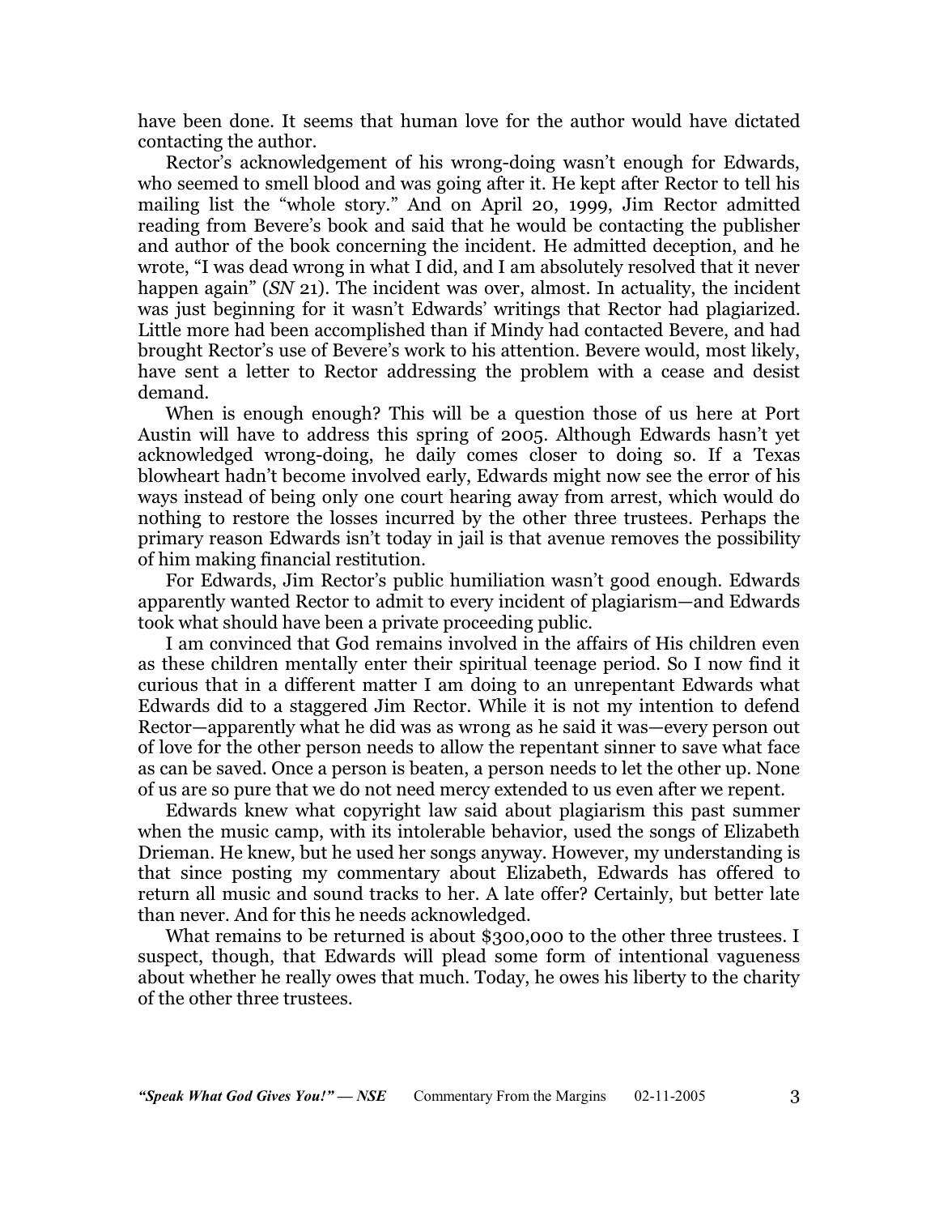have been done. It seems that human love for the author would have dictated contacting the author.

Rector's acknowledgement of his wrong-doing wasn't enough for Edwards, who seemed to smell blood and was going after it. He kept after Rector to tell his mailing list the "whole story." And on April 20, 1999, Jim Rector admitted reading from Bevere's book and said that he would be contacting the publisher and author of the book concerning the incident. He admitted deception, and he wrote, "I was dead wrong in what I did, and I am absolutely resolved that it never happen again" (*SN* 21). The incident was over, almost. In actuality, the incident was just beginning for it wasn't Edwards' writings that Rector had plagiarized. Little more had been accomplished than if Mindy had contacted Bevere, and had brought Rector's use of Bevere's work to his attention. Bevere would, most likely, have sent a letter to Rector addressing the problem with a cease and desist demand.

When is enough enough? This will be a question those of us here at Port Austin will have to address this spring of 2005. Although Edwards hasn't yet acknowledged wrong-doing, he daily comes closer to doing so. If a Texas blowheart hadn't become involved early, Edwards might now see the error of his ways instead of being only one court hearing away from arrest, which would do nothing to restore the losses incurred by the other three trustees. Perhaps the primary reason Edwards isn't today in jail is that avenue removes the possibility of him making financial restitution.

For Edwards, Jim Rector's public humiliation wasn't good enough. Edwards apparently wanted Rector to admit to every incident of plagiarism—and Edwards took what should have been a private proceeding public.

I am convinced that God remains involved in the affairs of His children even as these children mentally enter their spiritual teenage period. So I now find it curious that in a different matter I am doing to an unrepentant Edwards what Edwards did to a staggered Jim Rector. While it is not my intention to defend Rector—apparently what he did was as wrong as he said it was—every person out of love for the other person needs to allow the repentant sinner to save what face as can be saved. Once a person is beaten, a person needs to let the other up. None of us are so pure that we do not need mercy extended to us even after we repent.

Edwards knew what copyright law said about plagiarism this past summer when the music camp, with its intolerable behavior, used the songs of Elizabeth Drieman. He knew, but he used her songs anyway. However, my understanding is that since posting my commentary about Elizabeth, Edwards has offered to return all music and sound tracks to her. A late offer? Certainly, but better late than never. And for this he needs acknowledged.

What remains to be returned is about $300,000 to the other three trustees. I suspect, though, that Edwards will plead some form of intentional vagueness about whether he really owes that much. Today, he owes his liberty to the charity of the other three trustees.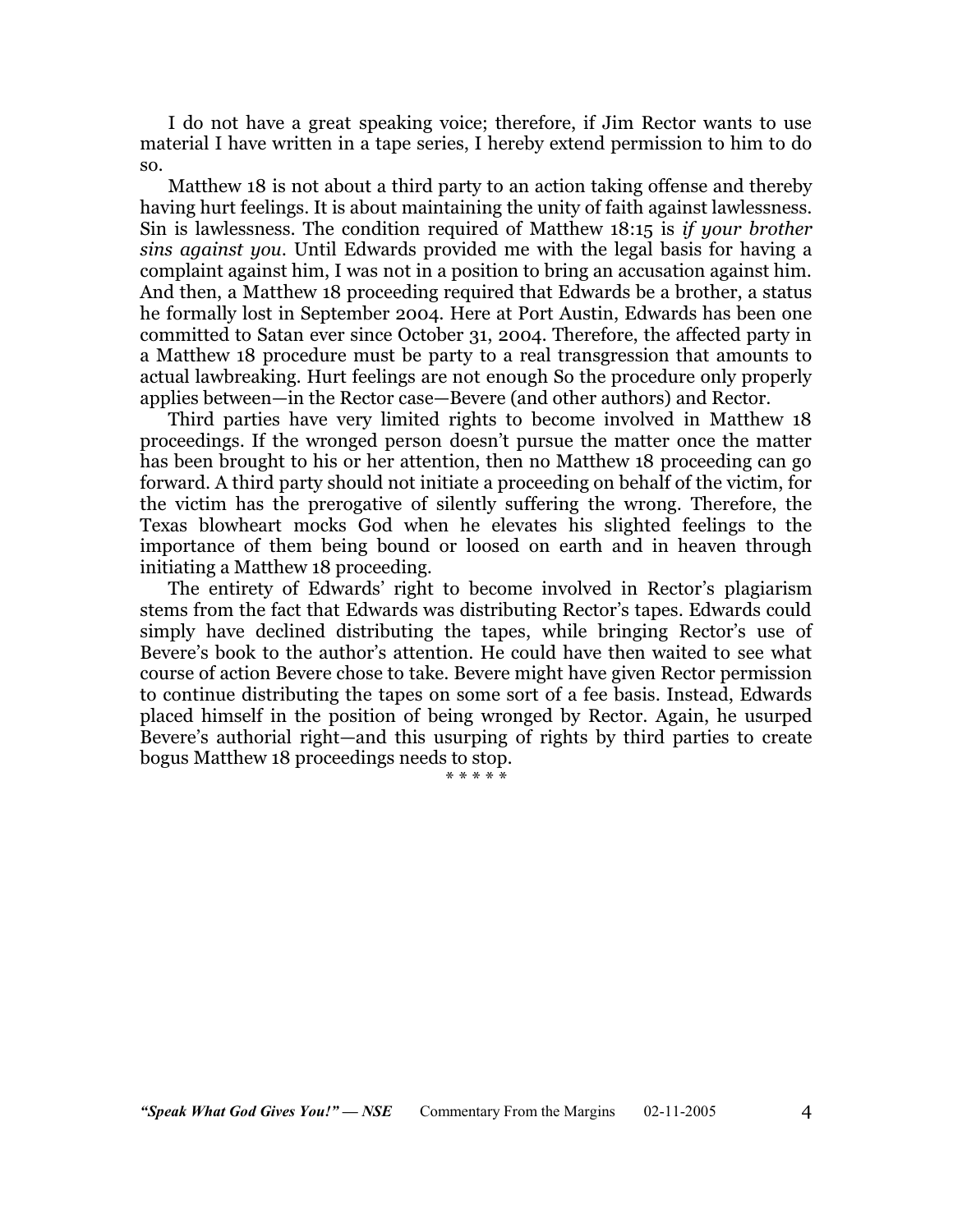I do not have a great speaking voice; therefore, if Jim Rector wants to use material I have written in a tape series, I hereby extend permission to him to do so.

Matthew 18 is not about a third party to an action taking offense and thereby having hurt feelings. It is about maintaining the unity of faith against lawlessness. Sin is lawlessness. The condition required of Matthew 18:15 is *if your brother sins against you*. Until Edwards provided me with the legal basis for having a complaint against him, I was not in a position to bring an accusation against him. And then, a Matthew 18 proceeding required that Edwards be a brother, a status he formally lost in September 2004. Here at Port Austin, Edwards has been one committed to Satan ever since October 31, 2004. Therefore, the affected party in a Matthew 18 procedure must be party to a real transgression that amounts to actual lawbreaking. Hurt feelings are not enough So the procedure only properly applies between—in the Rector case—Bevere (and other authors) and Rector.

Third parties have very limited rights to become involved in Matthew 18 proceedings. If the wronged person doesn't pursue the matter once the matter has been brought to his or her attention, then no Matthew 18 proceeding can go forward. A third party should not initiate a proceeding on behalf of the victim, for the victim has the prerogative of silently suffering the wrong. Therefore, the Texas blowheart mocks God when he elevates his slighted feelings to the importance of them being bound or loosed on earth and in heaven through initiating a Matthew 18 proceeding.

The entirety of Edwards' right to become involved in Rector's plagiarism stems from the fact that Edwards was distributing Rector's tapes. Edwards could simply have declined distributing the tapes, while bringing Rector's use of Bevere's book to the author's attention. He could have then waited to see what course of action Bevere chose to take. Bevere might have given Rector permission to continue distributing the tapes on some sort of a fee basis. Instead, Edwards placed himself in the position of being wronged by Rector. Again, he usurped Bevere's authorial right—and this usurping of rights by third parties to create bogus Matthew 18 proceedings needs to stop.

\* \* \* \* \*